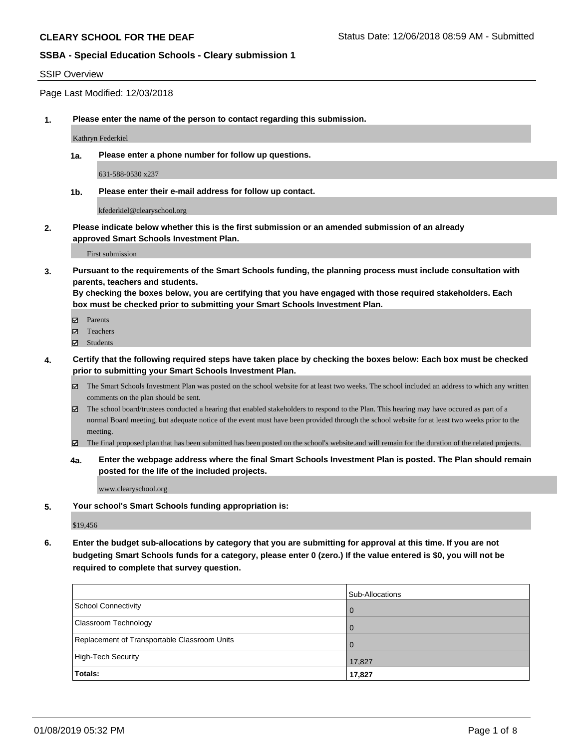**CLEARY SCHOOL FOR THE DEAF**

Status Date: 12/06/2018 08:59 AM - Submitted

**SSBA - Special Education Schools - Cleary submission 1**

SSIP Overview

Page Last Modified: 12/03/2018

**1. Please enter the name of the person to contact regarding this submission.**

Kathryn Federkiel

**1a. Please enter a phone number for follow up questions.**

631-588-0530 x237

**1b. Please enter their e-mail address for follow up contact.**

kfederkiel@clearyschool.org

**2. Please indicate below whether this is the first submission or an amended submission of an already approved Smart Schools Investment Plan.**

First submission

**3. Pursuant to the requirements of the Smart Schools funding, the planning process must include consultation with parents, teachers and students.**
**By checking the boxes below, you are certifying that you have engaged with those required stakeholders. Each box must be checked prior to submitting your Smart Schools Investment Plan.**

- ☑ Parents
- ☑ Teachers
- ☑ Students

**4. Certify that the following required steps have taken place by checking the boxes below: Each box must be checked prior to submitting your Smart Schools Investment Plan.**

- ☑ The Smart Schools Investment Plan was posted on the school website for at least two weeks. The school included an address to which any written comments on the plan should be sent.
- ☑ The school board/trustees conducted a hearing that enabled stakeholders to respond to the Plan. This hearing may have occured as part of a normal Board meeting, but adequate notice of the event must have been provided through the school website for at least two weeks prior to the meeting.
- ☑ The final proposed plan that has been submitted has been posted on the school's website.and will remain for the duration of the related projects.

**4a. Enter the webpage address where the final Smart Schools Investment Plan is posted. The Plan should remain posted for the life of the included projects.**

www.clearyschool.org

**5. Your school's Smart Schools funding appropriation is:**

$19,456

**6. Enter the budget sub-allocations by category that you are submitting for approval at this time. If you are not budgeting Smart Schools funds for a category, please enter 0 (zero.) If the value entered is $0, you will not be required to complete that survey question.**

| | Sub-Allocations |
|---|---|
| School Connectivity | 0 |
| Classroom Technology | 0 |
| Replacement of Transportable Classroom Units | 0 |
| High-Tech Security | 17,827 |
| **Totals:** | **17,827** |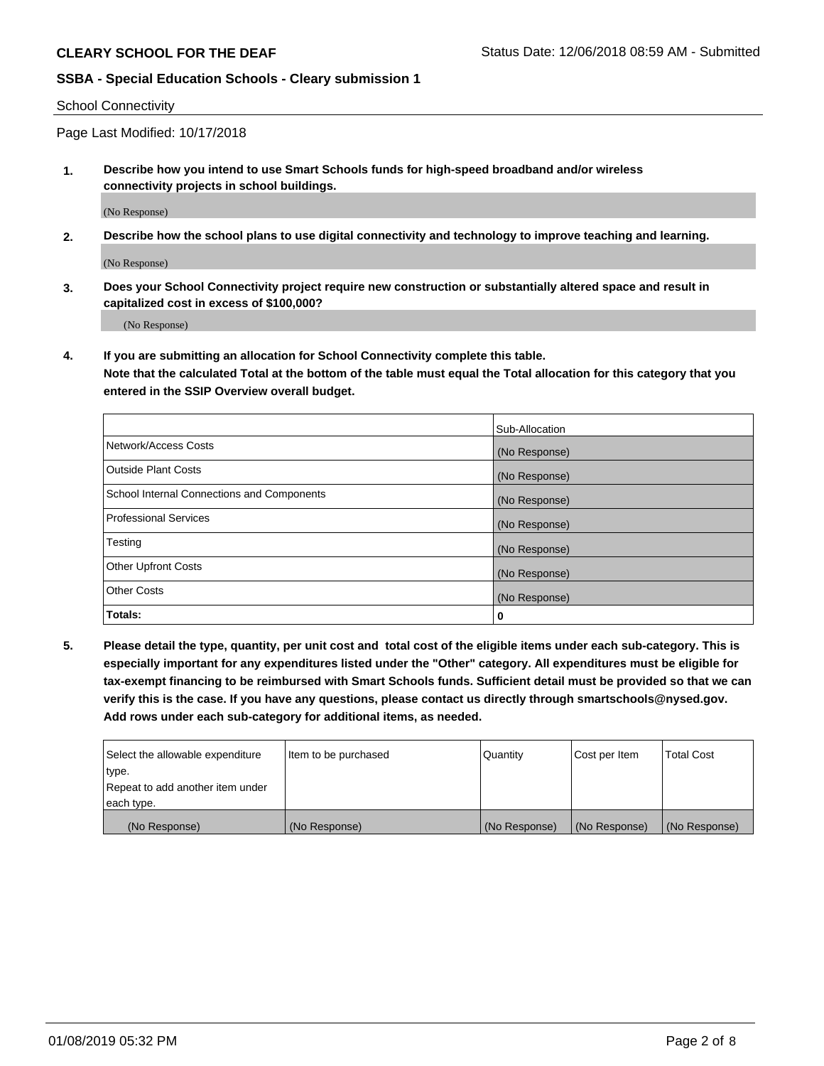## School Connectivity

Page Last Modified: 10/17/2018

**1. Describe how you intend to use Smart Schools funds for high-speed broadband and/or wireless connectivity projects in school buildings.**

(No Response)

**2. Describe how the school plans to use digital connectivity and technology to improve teaching and learning.**

(No Response)

**3. Does your School Connectivity project require new construction or substantially altered space and result in capitalized cost in excess of $100,000?**

(No Response)

**4. If you are submitting an allocation for School Connectivity complete this table.**
**Note that the calculated Total at the bottom of the table must equal the Total allocation for this category that you entered in the SSIP Overview overall budget.**

| | Sub-Allocation |
|---|---|
| Network/Access Costs | (No Response) |
| Outside Plant Costs | (No Response) |
| School Internal Connections and Components | (No Response) |
| Professional Services | (No Response) |
| Testing | (No Response) |
| Other Upfront Costs | (No Response) |
| Other Costs | (No Response) |
| **Totals:** | **0** |

**5. Please detail the type, quantity, per unit cost and total cost of the eligible items under each sub-category. This is especially important for any expenditures listed under the "Other" category. All expenditures must be eligible for tax-exempt financing to be reimbursed with Smart Schools funds. Sufficient detail must be provided so that we can verify this is the case. If you have any questions, please contact us directly through smartschools@nysed.gov. Add rows under each sub-category for additional items, as needed.**

| Select the allowable expenditure type. Repeat to add another item under each type. | Item to be purchased | Quantity | Cost per Item | Total Cost |
|---|---|---|---|---|
| (No Response) | (No Response) | (No Response) | (No Response) | (No Response) |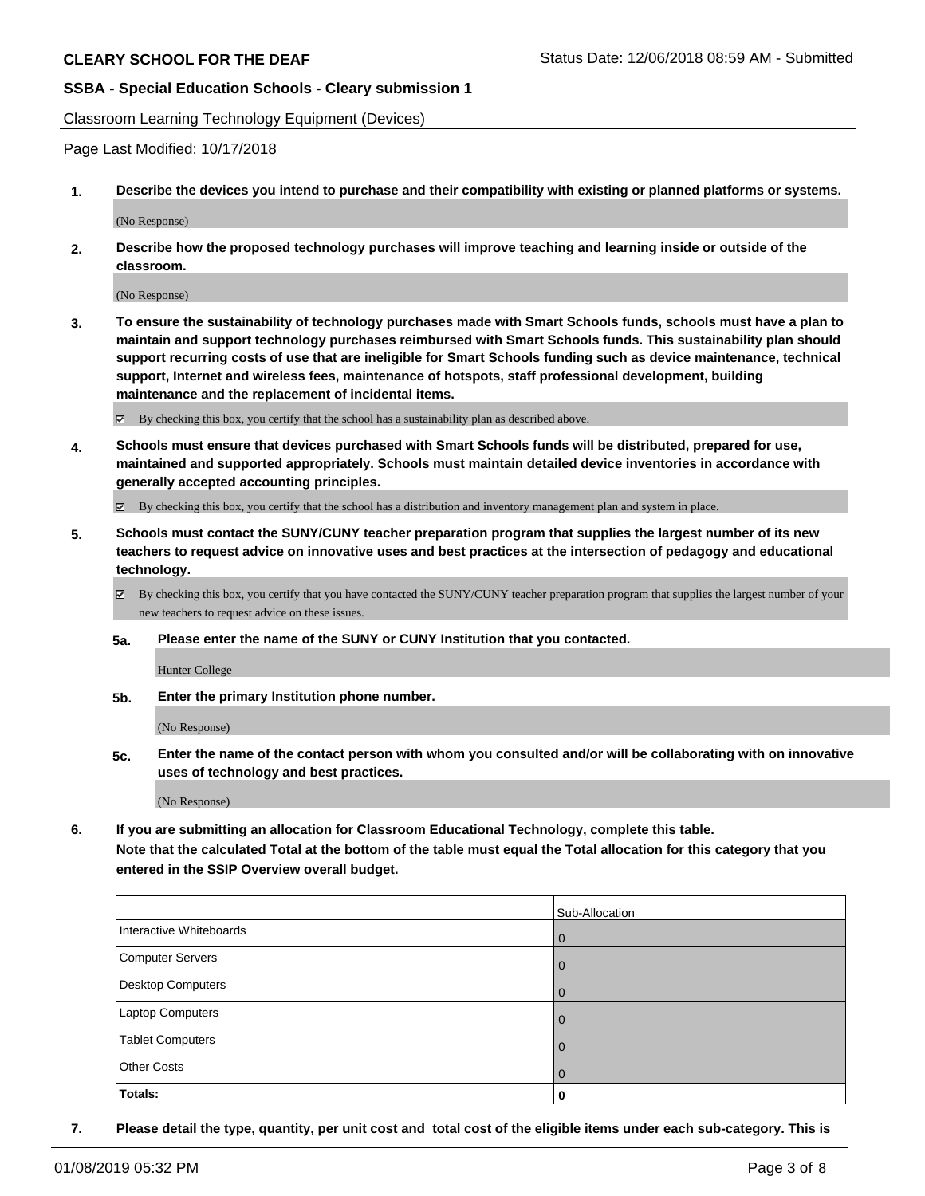Classroom Learning Technology Equipment (Devices)

Page Last Modified: 10/17/2018

**1. Describe the devices you intend to purchase and their compatibility with existing or planned platforms or systems.**

(No Response)

**2. Describe how the proposed technology purchases will improve teaching and learning inside or outside of the classroom.**

(No Response)

**3. To ensure the sustainability of technology purchases made with Smart Schools funds, schools must have a plan to maintain and support technology purchases reimbursed with Smart Schools funds. This sustainability plan should support recurring costs of use that are ineligible for Smart Schools funding such as device maintenance, technical support, Internet and wireless fees, maintenance of hotspots, staff professional development, building maintenance and the replacement of incidental items.**

☑ By checking this box, you certify that the school has a sustainability plan as described above.

**4. Schools must ensure that devices purchased with Smart Schools funds will be distributed, prepared for use, maintained and supported appropriately. Schools must maintain detailed device inventories in accordance with generally accepted accounting principles.**

☑ By checking this box, you certify that the school has a distribution and inventory management plan and system in place.

**5. Schools must contact the SUNY/CUNY teacher preparation program that supplies the largest number of its new teachers to request advice on innovative uses and best practices at the intersection of pedagogy and educational technology.**

☑ By checking this box, you certify that you have contacted the SUNY/CUNY teacher preparation program that supplies the largest number of your new teachers to request advice on these issues.

**5a. Please enter the name of the SUNY or CUNY Institution that you contacted.**

Hunter College

**5b. Enter the primary Institution phone number.**

(No Response)

**5c. Enter the name of the contact person with whom you consulted and/or will be collaborating with on innovative uses of technology and best practices.**

(No Response)

**6. If you are submitting an allocation for Classroom Educational Technology, complete this table.**
**Note that the calculated Total at the bottom of the table must equal the Total allocation for this category that you entered in the SSIP Overview overall budget.**

| | Sub-Allocation |
|---|---|
| Interactive Whiteboards | 0 |
| Computer Servers | 0 |
| Desktop Computers | 0 |
| Laptop Computers | 0 |
| Tablet Computers | 0 |
| Other Costs | 0 |
| **Totals:** | **0** |

**7. Please detail the type, quantity, per unit cost and total cost of the eligible items under each sub-category. This is**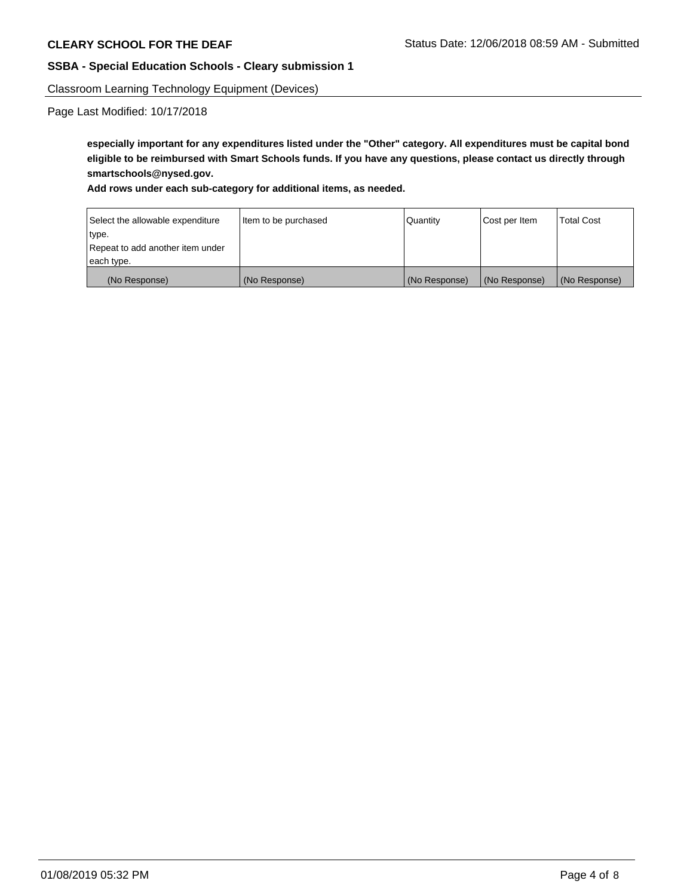Classroom Learning Technology Equipment (Devices)

Page Last Modified: 10/17/2018

**especially important for any expenditures listed under the "Other" category. All expenditures must be capital bond eligible to be reimbursed with Smart Schools funds. If you have any questions, please contact us directly through smartschools@nysed.gov.**

**Add rows under each sub-category for additional items, as needed.**

| Select the allowable expenditure type. Repeat to add another item under each type. | Item to be purchased | Quantity | Cost per Item | Total Cost |
|---|---|---|---|---|
| (No Response) | (No Response) | (No Response) | (No Response) | (No Response) |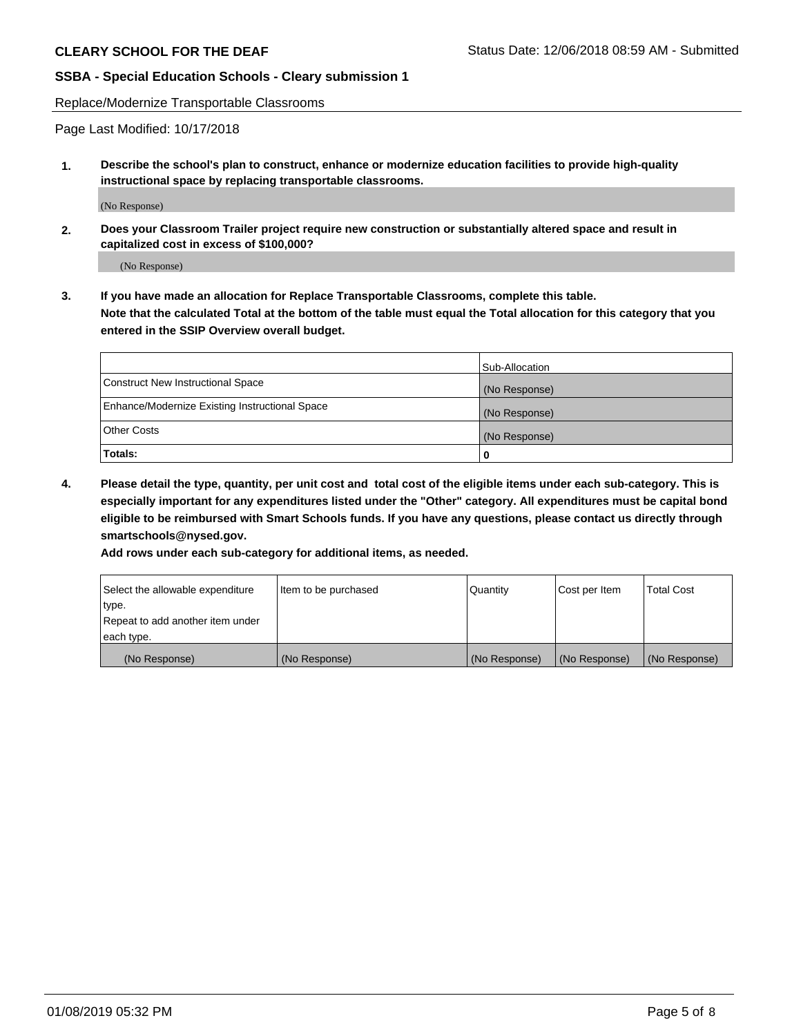## Replace/Modernize Transportable Classrooms

Page Last Modified: 10/17/2018

**1. Describe the school's plan to construct, enhance or modernize education facilities to provide high-quality instructional space by replacing transportable classrooms.**

(No Response)

**2. Does your Classroom Trailer project require new construction or substantially altered space and result in capitalized cost in excess of $100,000?**

(No Response)

**3. If you have made an allocation for Replace Transportable Classrooms, complete this table.**
**Note that the calculated Total at the bottom of the table must equal the Total allocation for this category that you entered in the SSIP Overview overall budget.**

| | Sub-Allocation |
|---|---|
| Construct New Instructional Space | (No Response) |
| Enhance/Modernize Existing Instructional Space | (No Response) |
| Other Costs | (No Response) |
| **Totals:** | **0** |

**4. Please detail the type, quantity, per unit cost and total cost of the eligible items under each sub-category. This is especially important for any expenditures listed under the "Other" category. All expenditures must be capital bond eligible to be reimbursed with Smart Schools funds. If you have any questions, please contact us directly through smartschools@nysed.gov.**
**Add rows under each sub-category for additional items, as needed.**

| Select the allowable expenditure type. Repeat to add another item under each type. | Item to be purchased | Quantity | Cost per Item | Total Cost |
|---|---|---|---|---|
| (No Response) | (No Response) | (No Response) | (No Response) | (No Response) |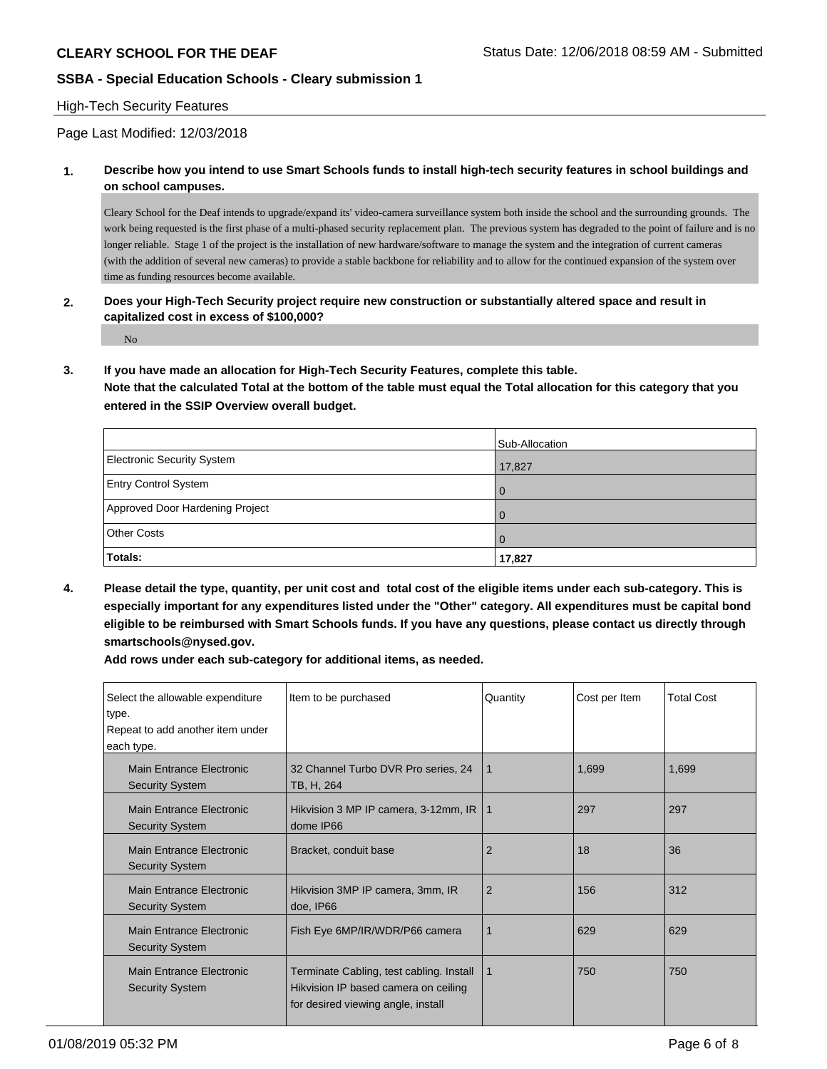**CLEARY SCHOOL FOR THE DEAF** Status Date: 12/06/2018 08:59 AM - Submitted

**SSBA - Special Education Schools - Cleary submission 1**

High-Tech Security Features

Page Last Modified: 12/03/2018

**1. Describe how you intend to use Smart Schools funds to install high-tech security features in school buildings and on school campuses.**

Cleary School for the Deaf intends to upgrade/expand its' video-camera surveillance system both inside the school and the surrounding grounds. The work being requested is the first phase of a multi-phased security replacement plan. The previous system has degraded to the point of failure and is no longer reliable. Stage 1 of the project is the installation of new hardware/software to manage the system and the integration of current cameras (with the addition of several new cameras) to provide a stable backbone for reliability and to allow for the continued expansion of the system over time as funding resources become available.

**2. Does your High-Tech Security project require new construction or substantially altered space and result in capitalized cost in excess of $100,000?**

No

**3. If you have made an allocation for High-Tech Security Features, complete this table.**
**Note that the calculated Total at the bottom of the table must equal the Total allocation for this category that you entered in the SSIP Overview overall budget.**

| | Sub-Allocation |
|---|---|
| Electronic Security System | 17,827 |
| Entry Control System | 0 |
| Approved Door Hardening Project | 0 |
| Other Costs | 0 |
| **Totals:** | **17,827** |

**4. Please detail the type, quantity, per unit cost and total cost of the eligible items under each sub-category. This is especially important for any expenditures listed under the "Other" category. All expenditures must be capital bond eligible to be reimbursed with Smart Schools funds. If you have any questions, please contact us directly through smartschools@nysed.gov.**
**Add rows under each sub-category for additional items, as needed.**

| Select the allowable expenditure type. Repeat to add another item under each type. | Item to be purchased | Quantity | Cost per Item | Total Cost |
|---|---|---|---|---|
| Main Entrance Electronic Security System | 32 Channel Turbo DVR Pro series, 24 TB, H, 264 | 1 | 1,699 | 1,699 |
| Main Entrance Electronic Security System | Hikvision 3 MP IP camera, 3-12mm, IR dome IP66 | 1 | 297 | 297 |
| Main Entrance Electronic Security System | Bracket, conduit base | 2 | 18 | 36 |
| Main Entrance Electronic Security System | Hikvision 3MP IP camera, 3mm, IR doe, IP66 | 2 | 156 | 312 |
| Main Entrance Electronic Security System | Fish Eye 6MP/IR/WDR/P66 camera | 1 | 629 | 629 |
| Main Entrance Electronic Security System | Terminate Cabling, test cabling. Install Hikvision IP based camera on ceiling for desired viewing angle, install | 1 | 750 | 750 |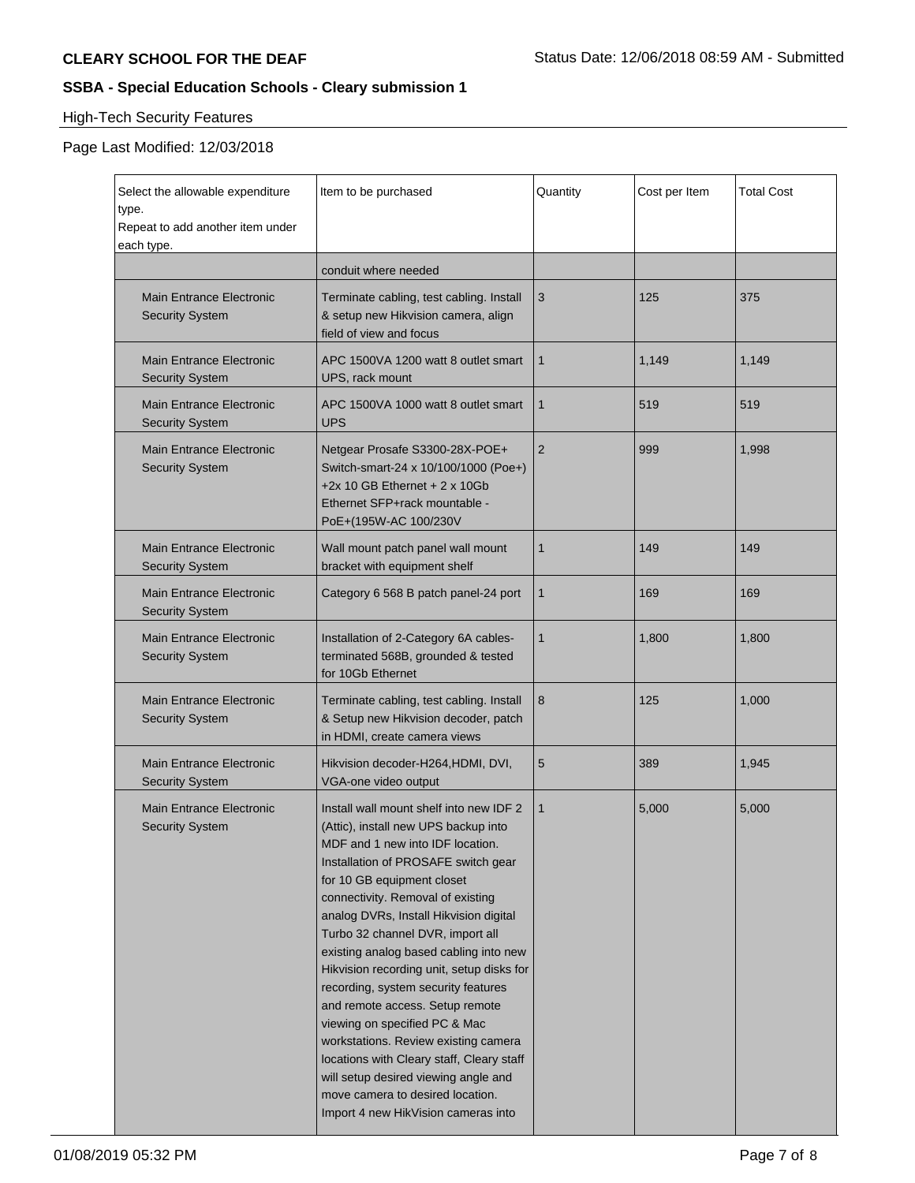**CLEARY SCHOOL FOR THE DEAF**

Status Date: 12/06/2018 08:59 AM - Submitted

## SSBA - Special Education Schools - Cleary submission 1

High-Tech Security Features

Page Last Modified: 12/03/2018

| Select the allowable expenditure type. Repeat to add another item under each type. | Item to be purchased | Quantity | Cost per Item | Total Cost |
|---|---|---|---|---|
| | conduit where needed | | | |
| Main Entrance Electronic Security System | Terminate cabling, test cabling. Install & setup new Hikvision camera, align field of view and focus | 3 | 125 | 375 |
| Main Entrance Electronic Security System | APC 1500VA 1200 watt 8 outlet smart UPS, rack mount | 1 | 1,149 | 1,149 |
| Main Entrance Electronic Security System | APC 1500VA 1000 watt 8 outlet smart UPS | 1 | 519 | 519 |
| Main Entrance Electronic Security System | Netgear Prosafe S3300-28X-POE+ Switch-smart-24 x 10/100/1000 (Poe+) +2x 10 GB Ethernet + 2 x 10Gb Ethernet SFP+rack mountable - PoE+(195W-AC 100/230V | 2 | 999 | 1,998 |
| Main Entrance Electronic Security System | Wall mount patch panel wall mount bracket with equipment shelf | 1 | 149 | 149 |
| Main Entrance Electronic Security System | Category 6 568 B patch panel-24 port | 1 | 169 | 169 |
| Main Entrance Electronic Security System | Installation of 2-Category 6A cables-terminated 568B, grounded & tested for 10Gb Ethernet | 1 | 1,800 | 1,800 |
| Main Entrance Electronic Security System | Terminate cabling, test cabling. Install & Setup new Hikvision decoder, patch in HDMI, create camera views | 8 | 125 | 1,000 |
| Main Entrance Electronic Security System | Hikvision decoder-H264,HDMI, DVI, VGA-one video output | 5 | 389 | 1,945 |
| Main Entrance Electronic Security System | Install wall mount shelf into new IDF 2 (Attic), install new UPS backup into MDF and 1 new into IDF location. Installation of PROSAFE switch gear for 10 GB equipment closet connectivity. Removal of existing analog DVRs, Install Hikvision digital Turbo 32 channel DVR, import all existing analog based cabling into new Hikvision recording unit, setup disks for recording, system security features and remote access. Setup remote viewing on specified PC & Mac workstations. Review existing camera locations with Cleary staff, Cleary staff will setup desired viewing angle and move camera to desired location. Import 4 new HikVision cameras into | 1 | 5,000 | 5,000 |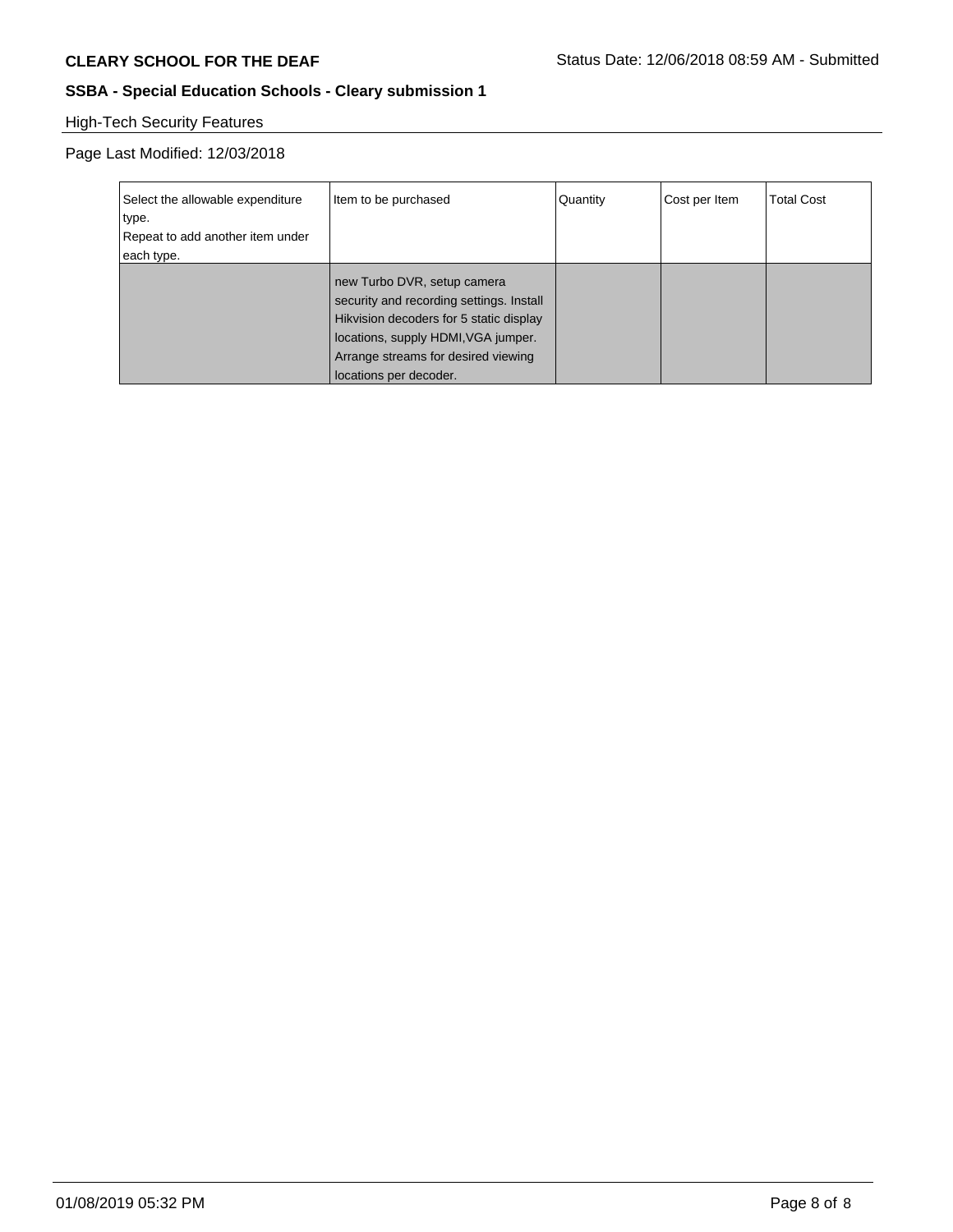High-Tech Security Features

Page Last Modified: 12/03/2018

| Select the allowable expenditure type. Repeat to add another item under each type. | Item to be purchased | Quantity | Cost per Item | Total Cost |
|---|---|---|---|---|
| | new Turbo DVR, setup camera security and recording settings. Install Hikvision decoders for 5 static display locations, supply HDMI,VGA jumper. Arrange streams for desired viewing locations per decoder. | | | |